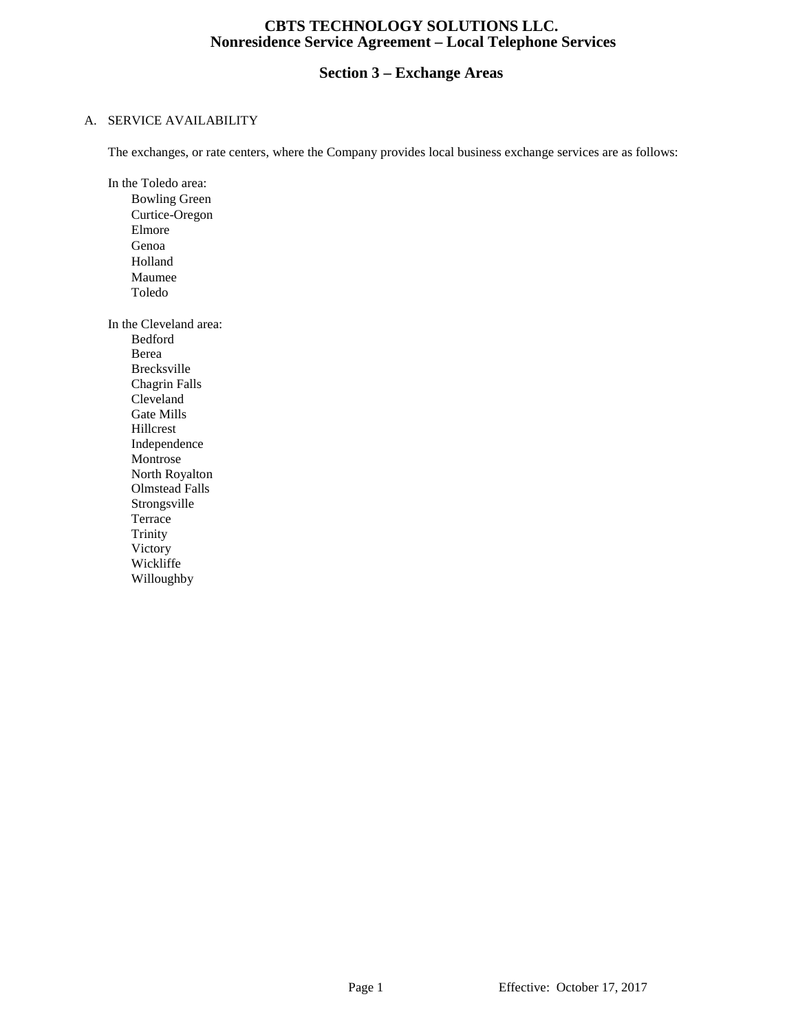# CBTS TECHNOLOGY SOLUTIONS LLC.
# Nonresidence Service Agreement – Local Telephone Services

## Section 3 – Exchange Areas

A. SERVICE AVAILABILITY

The exchanges, or rate centers, where the Company provides local business exchange services are as follows:

In the Toledo area:
- Bowling Green
- Curtice-Oregon
- Elmore
- Genoa
- Holland
- Maumee
- Toledo

In the Cleveland area:
- Bedford
- Berea
- Brecksville
- Chagrin Falls
- Cleveland
- Gate Mills
- Hillcrest
- Independence
- Montrose
- North Royalton
- Olmstead Falls
- Strongsville
- Terrace
- Trinity
- Victory
- Wickliffe
- Willoughby

Effective: October 17, 2017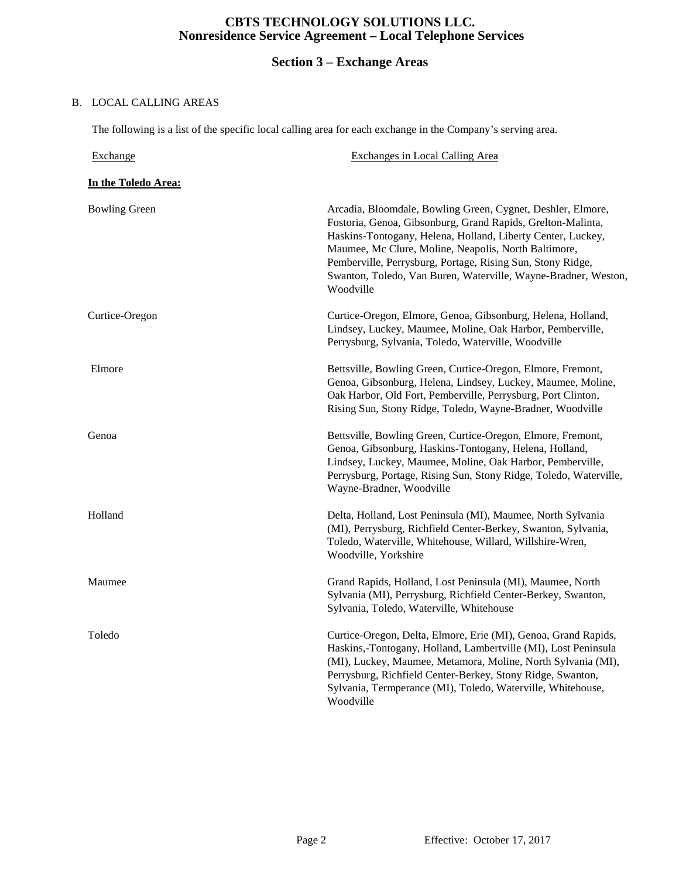# CBTS TECHNOLOGY SOLUTIONS LLC.
## Nonresidence Service Agreement – Local Telephone Services

## Section 3 – Exchange Areas

B. LOCAL CALLING AREAS

The following is a list of the specific local calling area for each exchange in the Company's serving area.

| Exchange | Exchanges in Local Calling Area |
|---|---|
| **In the Toledo Area:** | |
| Bowling Green | Arcadia, Bloomdale, Bowling Green, Cygnet, Deshler, Elmore, Fostoria, Genoa, Gibsonburg, Grand Rapids, Grelton-Malinta, Haskins-Tontogany, Helena, Holland, Liberty Center, Luckey, Maumee, Mc Clure, Moline, Neapolis, North Baltimore, Pemberville, Perrysburg, Portage, Rising Sun, Stony Ridge, Swanton, Toledo, Van Buren, Waterville, Wayne-Bradner, Weston, Woodville |
| Curtice-Oregon | Curtice-Oregon, Elmore, Genoa, Gibsonburg, Helena, Holland, Lindsey, Luckey, Maumee, Moline, Oak Harbor, Pemberville, Perrysburg, Sylvania, Toledo, Waterville, Woodville |
| Elmore | Bettsville, Bowling Green, Curtice-Oregon, Elmore, Fremont, Genoa, Gibsonburg, Helena, Lindsey, Luckey, Maumee, Moline, Oak Harbor, Old Fort, Pemberville, Perrysburg, Port Clinton, Rising Sun, Stony Ridge, Toledo, Wayne-Bradner, Woodville |
| Genoa | Bettsville, Bowling Green, Curtice-Oregon, Elmore, Fremont, Genoa, Gibsonburg, Haskins-Tontogany, Helena, Holland, Lindsey, Luckey, Maumee, Moline, Oak Harbor, Pemberville, Perrysburg, Portage, Rising Sun, Stony Ridge, Toledo, Waterville, Wayne-Bradner, Woodville |
| Holland | Delta, Holland, Lost Peninsula (MI), Maumee, North Sylvania (MI), Perrysburg, Richfield Center-Berkey, Swanton, Sylvania, Toledo, Waterville, Whitehouse, Willard, Willshire-Wren, Woodville, Yorkshire |
| Maumee | Grand Rapids, Holland, Lost Peninsula (MI), Maumee, North Sylvania (MI), Perrysburg, Richfield Center-Berkey, Swanton, Sylvania, Toledo, Waterville, Whitehouse |
| Toledo | Curtice-Oregon, Delta, Elmore, Erie (MI), Genoa, Grand Rapids, Haskins,-Tontogany, Holland, Lambertville (MI), Lost Peninsula (MI), Luckey, Maumee, Metamora, Moline, North Sylvania (MI), Perrysburg, Richfield Center-Berkey, Stony Ridge, Swanton, Sylvania, Termperance (MI), Toledo, Waterville, Whitehouse, Woodville |

Effective: October 17, 2017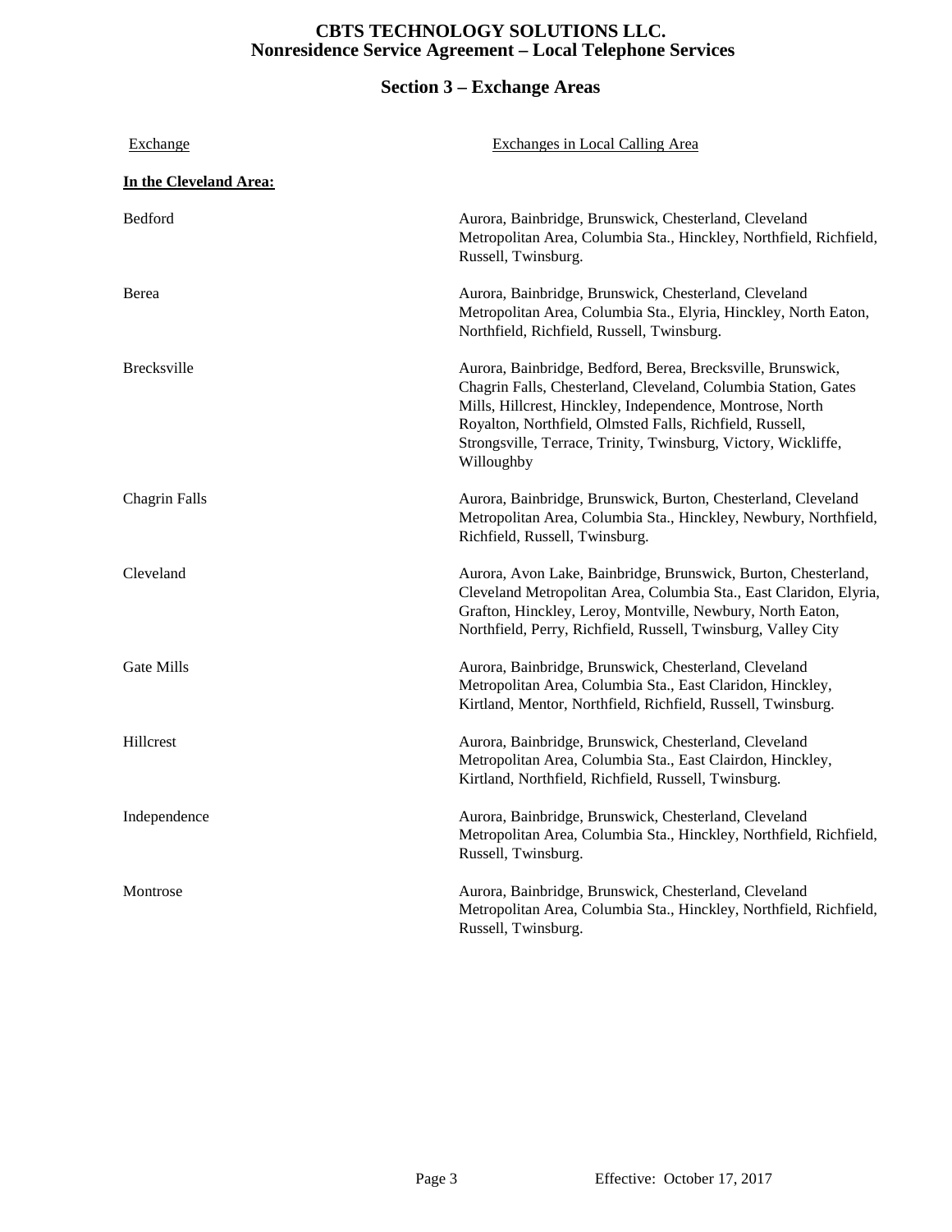**CBTS TECHNOLOGY SOLUTIONS LLC.**
**Nonresidence Service Agreement – Local Telephone Services**

## Section 3 – Exchange Areas

| Exchange | Exchanges in Local Calling Area |
|---|---|
| **In the Cleveland Area:** | |
| Bedford | Aurora, Bainbridge, Brunswick, Chesterland, Cleveland Metropolitan Area, Columbia Sta., Hinckley, Northfield, Richfield, Russell, Twinsburg. |
| Berea | Aurora, Bainbridge, Brunswick, Chesterland, Cleveland Metropolitan Area, Columbia Sta., Elyria, Hinckley, North Eaton, Northfield, Richfield, Russell, Twinsburg. |
| Brecksville | Aurora, Bainbridge, Bedford, Berea, Brecksville, Brunswick, Chagrin Falls, Chesterland, Cleveland, Columbia Station, Gates Mills, Hillcrest, Hinckley, Independence, Montrose, North Royalton, Northfield, Olmsted Falls, Richfield, Russell, Strongsville, Terrace, Trinity, Twinsburg, Victory, Wickliffe, Willoughby |
| Chagrin Falls | Aurora, Bainbridge, Brunswick, Burton, Chesterland, Cleveland Metropolitan Area, Columbia Sta., Hinckley, Newbury, Northfield, Richfield, Russell, Twinsburg. |
| Cleveland | Aurora, Avon Lake, Bainbridge, Brunswick, Burton, Chesterland, Cleveland Metropolitan Area, Columbia Sta., East Claridon, Elyria, Grafton, Hinckley, Leroy, Montville, Newbury, North Eaton, Northfield, Perry, Richfield, Russell, Twinsburg, Valley City |
| Gate Mills | Aurora, Bainbridge, Brunswick, Chesterland, Cleveland Metropolitan Area, Columbia Sta., East Claridon, Hinckley, Kirtland, Mentor, Northfield, Richfield, Russell, Twinsburg. |
| Hillcrest | Aurora, Bainbridge, Brunswick, Chesterland, Cleveland Metropolitan Area, Columbia Sta., East Clairdon, Hinckley, Kirtland, Northfield, Richfield, Russell, Twinsburg. |
| Independence | Aurora, Bainbridge, Brunswick, Chesterland, Cleveland Metropolitan Area, Columbia Sta., Hinckley, Northfield, Richfield, Russell, Twinsburg. |
| Montrose | Aurora, Bainbridge, Brunswick, Chesterland, Cleveland Metropolitan Area, Columbia Sta., Hinckley, Northfield, Richfield, Russell, Twinsburg. |

Effective: October 17, 2017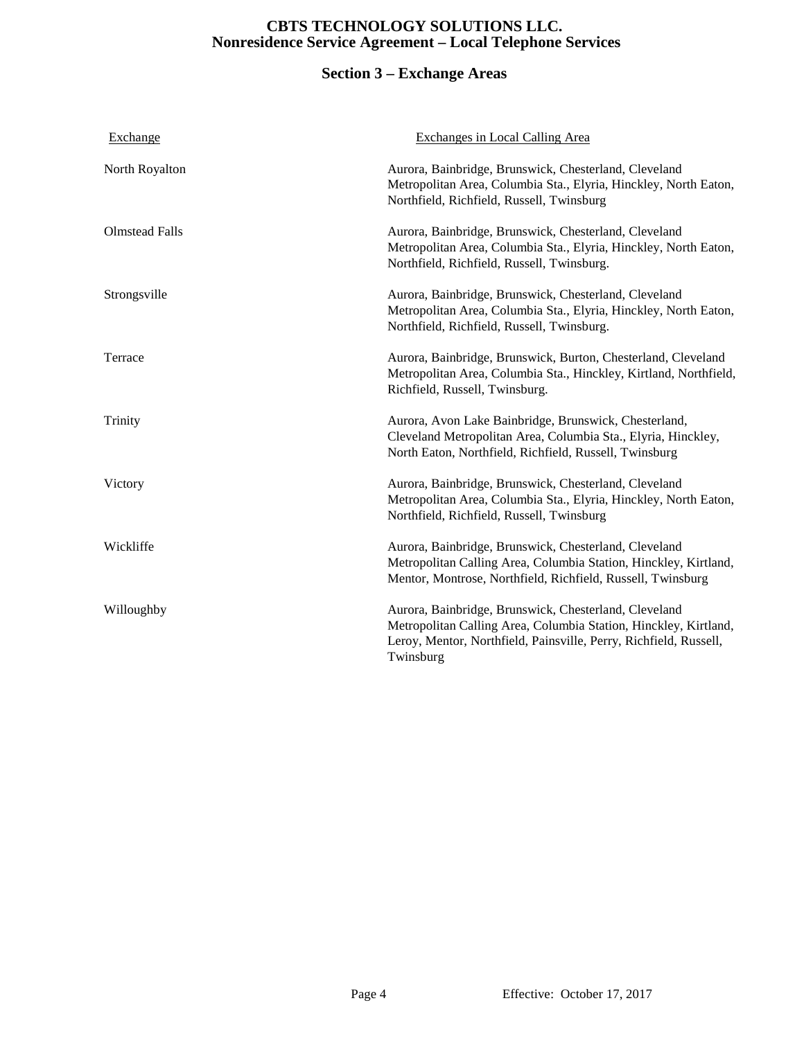**CBTS TECHNOLOGY SOLUTIONS LLC.**
**Nonresidence Service Agreement – Local Telephone Services**

## Section 3 – Exchange Areas

| Exchange | Exchanges in Local Calling Area |
|---|---|
| North Royalton | Aurora, Bainbridge, Brunswick, Chesterland, Cleveland Metropolitan Area, Columbia Sta., Elyria, Hinckley, North Eaton, Northfield, Richfield, Russell, Twinsburg |
| Olmstead Falls | Aurora, Bainbridge, Brunswick, Chesterland, Cleveland Metropolitan Area, Columbia Sta., Elyria, Hinckley, North Eaton, Northfield, Richfield, Russell, Twinsburg. |
| Strongsville | Aurora, Bainbridge, Brunswick, Chesterland, Cleveland Metropolitan Area, Columbia Sta., Elyria, Hinckley, North Eaton, Northfield, Richfield, Russell, Twinsburg. |
| Terrace | Aurora, Bainbridge, Brunswick, Burton, Chesterland, Cleveland Metropolitan Area, Columbia Sta., Hinckley, Kirtland, Northfield, Richfield, Russell, Twinsburg. |
| Trinity | Aurora, Avon Lake Bainbridge, Brunswick, Chesterland, Cleveland Metropolitan Area, Columbia Sta., Elyria, Hinckley, North Eaton, Northfield, Richfield, Russell, Twinsburg |
| Victory | Aurora, Bainbridge, Brunswick, Chesterland, Cleveland Metropolitan Area, Columbia Sta., Elyria, Hinckley, North Eaton, Northfield, Richfield, Russell, Twinsburg |
| Wickliffe | Aurora, Bainbridge, Brunswick, Chesterland, Cleveland Metropolitan Calling Area, Columbia Station, Hinckley, Kirtland, Mentor, Montrose, Northfield, Richfield, Russell, Twinsburg |
| Willoughby | Aurora, Bainbridge, Brunswick, Chesterland, Cleveland Metropolitan Calling Area, Columbia Station, Hinckley, Kirtland, Leroy, Mentor, Northfield, Painsville, Perry, Richfield, Russell, Twinsburg |

Effective: October 17, 2017